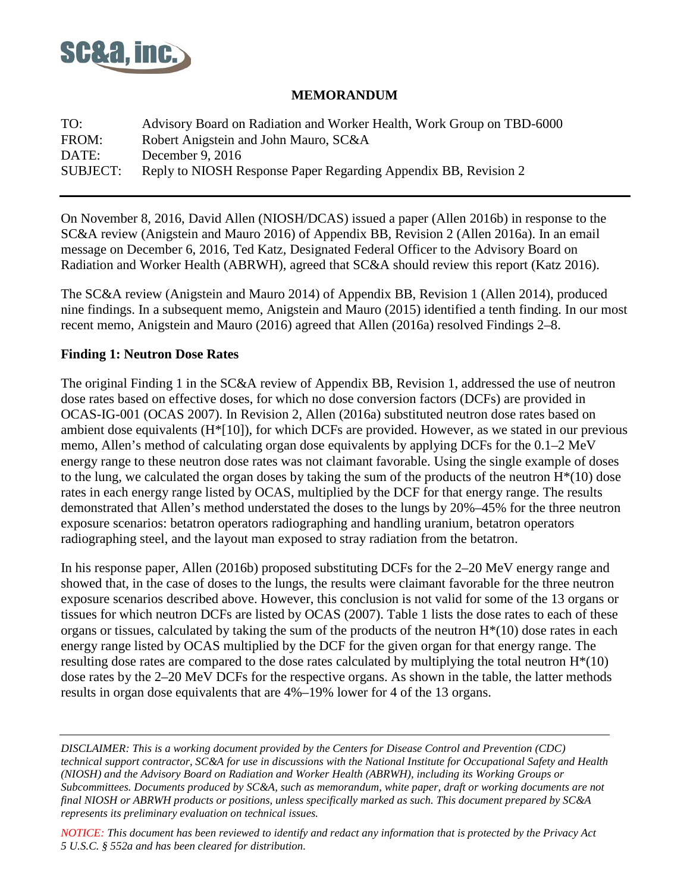SC&A, inc.

**MEMORANDUM**

TO: Advisory Board on Radiation and Worker Health, Work Group on TBD-6000
FROM: Robert Anigstein and John Mauro, SC&A
DATE: December 9, 2016
SUBJECT: Reply to NIOSH Response Paper Regarding Appendix BB, Revision 2

---

On November 8, 2016, David Allen (NIOSH/DCAS) issued a paper (Allen 2016b) in response to the SC&A review (Anigstein and Mauro 2016) of Appendix BB, Revision 2 (Allen 2016a). In an email message on December 6, 2016, Ted Katz, Designated Federal Officer to the Advisory Board on Radiation and Worker Health (ABRWH), agreed that SC&A should review this report (Katz 2016).

The SC&A review (Anigstein and Mauro 2014) of Appendix BB, Revision 1 (Allen 2014), produced nine findings. In a subsequent memo, Anigstein and Mauro (2015) identified a tenth finding. In our most recent memo, Anigstein and Mauro (2016) agreed that Allen (2016a) resolved Findings 2–8.

**Finding 1: Neutron Dose Rates**

The original Finding 1 in the SC&A review of Appendix BB, Revision 1, addressed the use of neutron dose rates based on effective doses, for which no dose conversion factors (DCFs) are provided in OCAS-IG-001 (OCAS 2007). In Revision 2, Allen (2016a) substituted neutron dose rates based on ambient dose equivalents (H*[10]), for which DCFs are provided. However, as we stated in our previous memo, Allen's method of calculating organ dose equivalents by applying DCFs for the 0.1–2 MeV energy range to these neutron dose rates was not claimant favorable. Using the single example of doses to the lung, we calculated the organ doses by taking the sum of the products of the neutron H*(10) dose rates in each energy range listed by OCAS, multiplied by the DCF for that energy range. The results demonstrated that Allen's method understated the doses to the lungs by 20%–45% for the three neutron exposure scenarios: betatron operators radiographing and handling uranium, betatron operators radiographing steel, and the layout man exposed to stray radiation from the betatron.

In his response paper, Allen (2016b) proposed substituting DCFs for the 2–20 MeV energy range and showed that, in the case of doses to the lungs, the results were claimant favorable for the three neutron exposure scenarios described above. However, this conclusion is not valid for some of the 13 organs or tissues for which neutron DCFs are listed by OCAS (2007). Table 1 lists the dose rates to each of these organs or tissues, calculated by taking the sum of the products of the neutron H*(10) dose rates in each energy range listed by OCAS multiplied by the DCF for the given organ for that energy range. The resulting dose rates are compared to the dose rates calculated by multiplying the total neutron H*(10) dose rates by the 2–20 MeV DCFs for the respective organs. As shown in the table, the latter methods results in organ dose equivalents that are 4%–19% lower for 4 of the 13 organs.

---

*DISCLAIMER: This is a working document provided by the Centers for Disease Control and Prevention (CDC) technical support contractor, SC&A for use in discussions with the National Institute for Occupational Safety and Health (NIOSH) and the Advisory Board on Radiation and Worker Health (ABRWH), including its Working Groups or Subcommittees. Documents produced by SC&A, such as memorandum, white paper, draft or working documents are not final NIOSH or ABRWH products or positions, unless specifically marked as such. This document prepared by SC&A represents its preliminary evaluation on technical issues.*

*NOTICE: This document has been reviewed to identify and redact any information that is protected by the Privacy Act 5 U.S.C. § 552a and has been cleared for distribution.*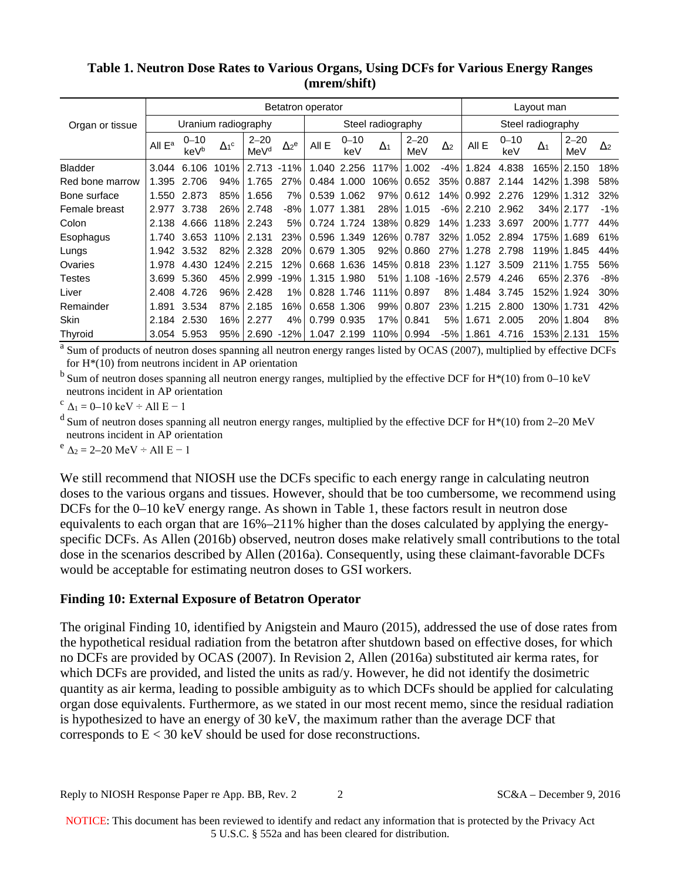**Table 1. Neutron Dose Rates to Various Organs, Using DCFs for Various Energy Ranges (mrem/shift)**

| Organ or tissue | Betatron operator | | | | | | | | | | Layout man | | | | |
|---|---|---|---|---|---|---|---|---|---|---|---|---|---|---|---|
| | Uranium radiography | | | | | Steel radiography | | | | | Steel radiography | | | | |
| | All E[a] | 0–10 keV[b] | $\Delta_1$[c] | 2–20 MeV[d] | $\Delta_2$[e] | All E | 0–10 keV | $\Delta_1$ | 2–20 MeV | $\Delta_2$ | All E | 0–10 keV | $\Delta_1$ | 2–20 MeV | $\Delta_2$ |
| Bladder | 3.044 | 6.106 | 101% | 2.713 | -11% | 1.040 | 2.256 | 117% | 1.002 | -4% | 1.824 | 4.838 | 165% | 2.150 | 18% |
| Red bone marrow | 1.395 | 2.706 | 94% | 1.765 | 27% | 0.484 | 1.000 | 106% | 0.652 | 35% | 0.887 | 2.144 | 142% | 1.398 | 58% |
| Bone surface | 1.550 | 2.873 | 85% | 1.656 | 7% | 0.539 | 1.062 | 97% | 0.612 | 14% | 0.992 | 2.276 | 129% | 1.312 | 32% |
| Female breast | 2.977 | 3.738 | 26% | 2.748 | -8% | 1.077 | 1.381 | 28% | 1.015 | -6% | 2.210 | 2.962 | 34% | 2.177 | -1% |
| Colon | 2.138 | 4.666 | 118% | 2.243 | 5% | 0.724 | 1.724 | 138% | 0.829 | 14% | 1.233 | 3.697 | 200% | 1.777 | 44% |
| Esophagus | 1.740 | 3.653 | 110% | 2.131 | 23% | 0.596 | 1.349 | 126% | 0.787 | 32% | 1.052 | 2.894 | 175% | 1.689 | 61% |
| Lungs | 1.942 | 3.532 | 82% | 2.328 | 20% | 0.679 | 1.305 | 92% | 0.860 | 27% | 1.278 | 2.798 | 119% | 1.845 | 44% |
| Ovaries | 1.978 | 4.430 | 124% | 2.215 | 12% | 0.668 | 1.636 | 145% | 0.818 | 23% | 1.127 | 3.509 | 211% | 1.755 | 56% |
| Testes | 3.699 | 5.360 | 45% | 2.999 | -19% | 1.315 | 1.980 | 51% | 1.108 | -16% | 2.579 | 4.246 | 65% | 2.376 | -8% |
| Liver | 2.408 | 4.726 | 96% | 2.428 | 1% | 0.828 | 1.746 | 111% | 0.897 | 8% | 1.484 | 3.745 | 152% | 1.924 | 30% |
| Remainder | 1.891 | 3.534 | 87% | 2.185 | 16% | 0.658 | 1.306 | 99% | 0.807 | 23% | 1.215 | 2.800 | 130% | 1.731 | 42% |
| Skin | 2.184 | 2.530 | 16% | 2.277 | 4% | 0.799 | 0.935 | 17% | 0.841 | 5% | 1.671 | 2.005 | 20% | 1.804 | 8% |
| Thyroid | 3.054 | 5.953 | 95% | 2.690 | -12% | 1.047 | 2.199 | 110% | 0.994 | -5% | 1.861 | 4.716 | 153% | 2.131 | 15% |

[a] Sum of products of neutron doses spanning all neutron energy ranges listed by OCAS (2007), multiplied by effective DCFs for H*(10) from neutrons incident in AP orientation

[b] Sum of neutron doses spanning all neutron energy ranges, multiplied by the effective DCF for H*(10) from 0–10 keV neutrons incident in AP orientation

[c] $\Delta_1$ = 0–10 keV ÷ All E − 1

[d] Sum of neutron doses spanning all neutron energy ranges, multiplied by the effective DCF for H*(10) from 2–20 MeV neutrons incident in AP orientation

[e] $\Delta_2$ = 2–20 MeV ÷ All E − 1

We still recommend that NIOSH use the DCFs specific to each energy range in calculating neutron doses to the various organs and tissues. However, should that be too cumbersome, we recommend using DCFs for the 0–10 keV energy range. As shown in Table 1, these factors result in neutron dose equivalents to each organ that are 16%–211% higher than the doses calculated by applying the energy-specific DCFs. As Allen (2016b) observed, neutron doses make relatively small contributions to the total dose in the scenarios described by Allen (2016a). Consequently, using these claimant-favorable DCFs would be acceptable for estimating neutron doses to GSI workers.

## Finding 10: External Exposure of Betatron Operator

The original Finding 10, identified by Anigstein and Mauro (2015), addressed the use of dose rates from the hypothetical residual radiation from the betatron after shutdown based on effective doses, for which no DCFs are provided by OCAS (2007). In Revision 2, Allen (2016a) substituted air kerma rates, for which DCFs are provided, and listed the units as rad/y. However, he did not identify the dosimetric quantity as air kerma, leading to possible ambiguity as to which DCFs should be applied for calculating organ dose equivalents. Furthermore, as we stated in our most recent memo, since the residual radiation is hypothesized to have an energy of 30 keV, the maximum rather than the average DCF that corresponds to $E < 30$ keV should be used for dose reconstructions.

NOTICE: This document has been reviewed to identify and redact any information that is protected by the Privacy Act 5 U.S.C. § 552a and has been cleared for distribution.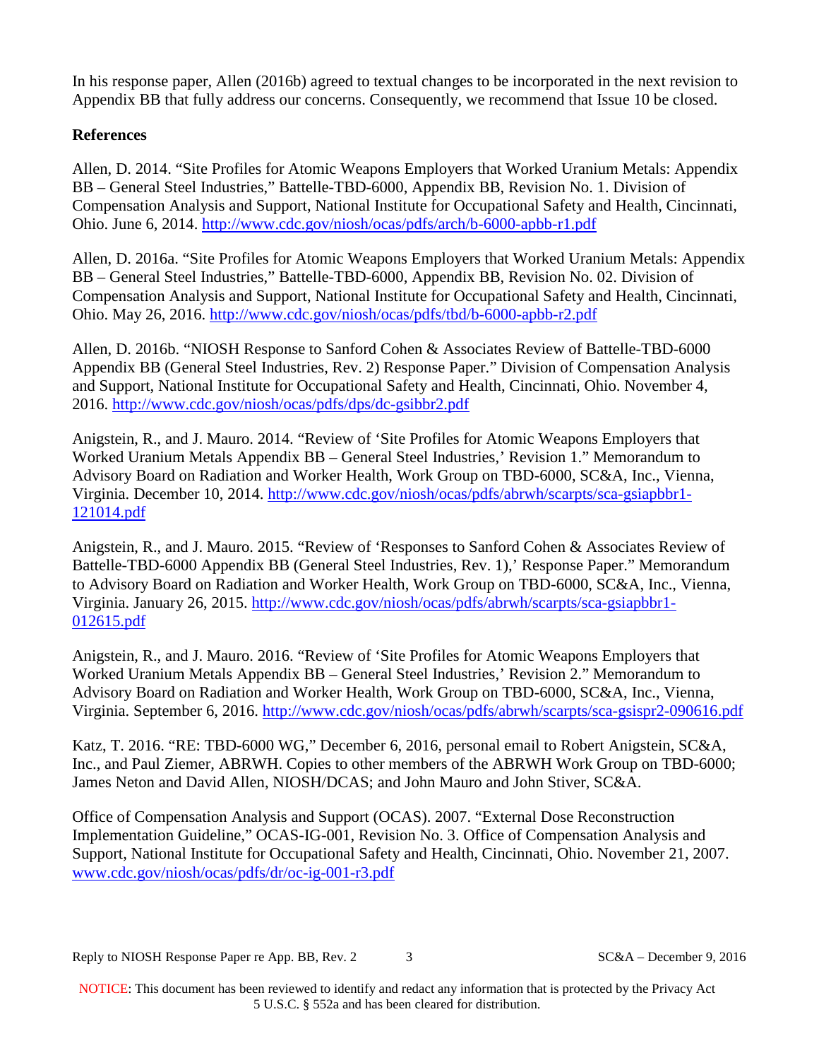In his response paper, Allen (2016b) agreed to textual changes to be incorporated in the next revision to Appendix BB that fully address our concerns. Consequently, we recommend that Issue 10 be closed.

**References**

Allen, D. 2014. "Site Profiles for Atomic Weapons Employers that Worked Uranium Metals: Appendix BB – General Steel Industries," Battelle-TBD-6000, Appendix BB, Revision No. 1. Division of Compensation Analysis and Support, National Institute for Occupational Safety and Health, Cincinnati, Ohio. June 6, 2014. http://www.cdc.gov/niosh/ocas/pdfs/arch/b-6000-apbb-r1.pdf

Allen, D. 2016a. "Site Profiles for Atomic Weapons Employers that Worked Uranium Metals: Appendix BB – General Steel Industries," Battelle-TBD-6000, Appendix BB, Revision No. 02. Division of Compensation Analysis and Support, National Institute for Occupational Safety and Health, Cincinnati, Ohio. May 26, 2016. http://www.cdc.gov/niosh/ocas/pdfs/tbd/b-6000-apbb-r2.pdf

Allen, D. 2016b. "NIOSH Response to Sanford Cohen & Associates Review of Battelle-TBD-6000 Appendix BB (General Steel Industries, Rev. 2) Response Paper." Division of Compensation Analysis and Support, National Institute for Occupational Safety and Health, Cincinnati, Ohio. November 4, 2016. http://www.cdc.gov/niosh/ocas/pdfs/dps/dc-gsibbr2.pdf

Anigstein, R., and J. Mauro. 2014. "Review of 'Site Profiles for Atomic Weapons Employers that Worked Uranium Metals Appendix BB – General Steel Industries,' Revision 1." Memorandum to Advisory Board on Radiation and Worker Health, Work Group on TBD-6000, SC&A, Inc., Vienna, Virginia. December 10, 2014. http://www.cdc.gov/niosh/ocas/pdfs/abrwh/scarpts/sca-gsiapbbr1-121014.pdf

Anigstein, R., and J. Mauro. 2015. "Review of 'Responses to Sanford Cohen & Associates Review of Battelle-TBD-6000 Appendix BB (General Steel Industries, Rev. 1),' Response Paper." Memorandum to Advisory Board on Radiation and Worker Health, Work Group on TBD-6000, SC&A, Inc., Vienna, Virginia. January 26, 2015. http://www.cdc.gov/niosh/ocas/pdfs/abrwh/scarpts/sca-gsiapbbr1-012615.pdf

Anigstein, R., and J. Mauro. 2016. "Review of 'Site Profiles for Atomic Weapons Employers that Worked Uranium Metals Appendix BB – General Steel Industries,' Revision 2." Memorandum to Advisory Board on Radiation and Worker Health, Work Group on TBD-6000, SC&A, Inc., Vienna, Virginia. September 6, 2016. http://www.cdc.gov/niosh/ocas/pdfs/abrwh/scarpts/sca-gsispr2-090616.pdf

Katz, T. 2016. "RE: TBD-6000 WG," December 6, 2016, personal email to Robert Anigstein, SC&A, Inc., and Paul Ziemer, ABRWH. Copies to other members of the ABRWH Work Group on TBD-6000; James Neton and David Allen, NIOSH/DCAS; and John Mauro and John Stiver, SC&A.

Office of Compensation Analysis and Support (OCAS). 2007. "External Dose Reconstruction Implementation Guideline," OCAS-IG-001, Revision No. 3. Office of Compensation Analysis and Support, National Institute for Occupational Safety and Health, Cincinnati, Ohio. November 21, 2007. www.cdc.gov/niosh/ocas/pdfs/dr/oc-ig-001-r3.pdf

NOTICE: This document has been reviewed to identify and redact any information that is protected by the Privacy Act 5 U.S.C. § 552a and has been cleared for distribution.